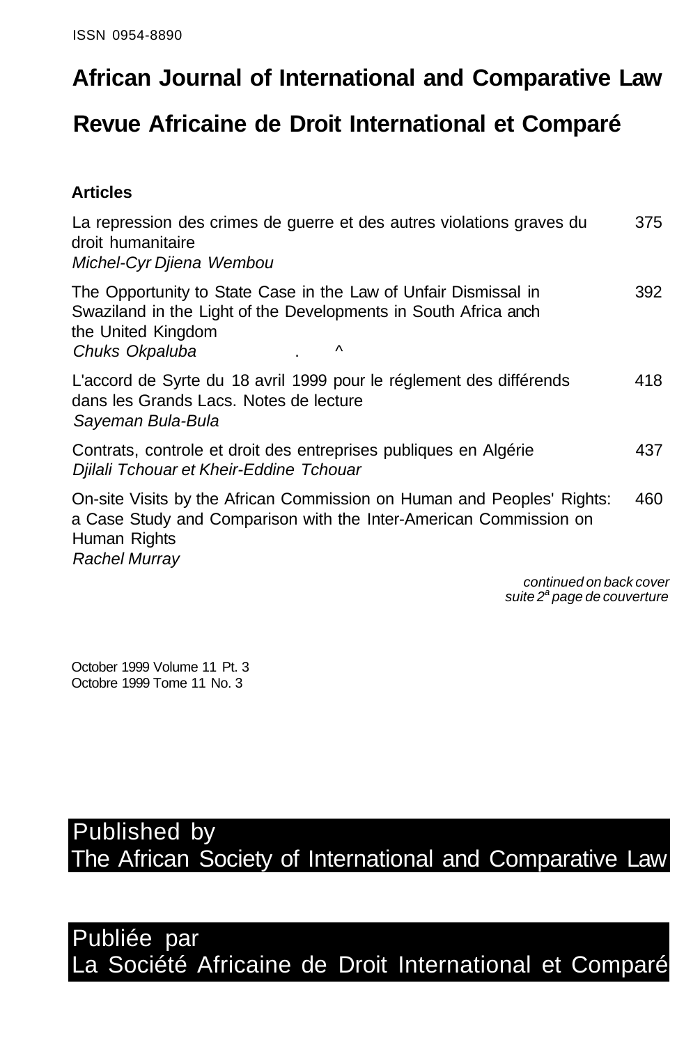ISSN 0954-8890

# African Journal of International and Comparative Law

# Revue Africaine de Droit International et Comparé

## Articles

La repression des crimes de guerre et des autres violations graves du droit humanitaire — 375
*Michel-Cyr Djiena Wembou*

The Opportunity to State Case in the Law of Unfair Dismissal in Swaziland in the Light of the Developments in South Africa anch the United Kingdom — 392
*Chuks Okpaluba* . ^

L'accord de Syrte du 18 avril 1999 pour le réglement des différends dans les Grands Lacs. Notes de lecture — 418
*Sayeman Bula-Bula*

Contrats, controle et droit des entreprises publiques en Algérie — 437
*Djilali Tchouar et Kheir-Eddine Tchouar*

On-site Visits by the African Commission on Human and Peoples' Rights: a Case Study and Comparison with the Inter-American Commission on Human Rights — 460
*Rachel Murray*

*continued on back cover*
*suite 2[a] page de couverture*

October 1999 Volume 11 Pt. 3
Octobre 1999 Tome 11 No. 3

**Published by**
**The African Society of International and Comparative Law**

**Publiée par**
**La Société Africaine de Droit International et Comparé**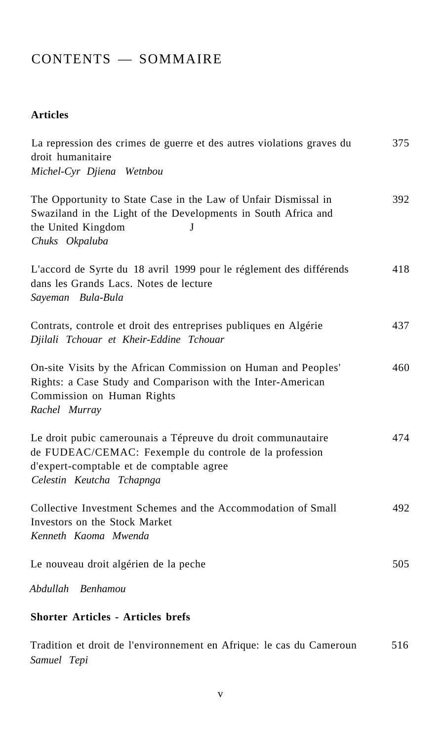# CONTENTS — SOMMAIRE

## Articles

| | |
|---|---|
| La repression des crimes de guerre et des autres violations graves du droit humanitaire<br>*Michel-Cyr Djiena Wetnbou* | 375 |
| The Opportunity to State Case in the Law of Unfair Dismissal in Swaziland in the Light of the Developments in South Africa and the United Kingdom J<br>*Chuks Okpaluba* | 392 |
| L'accord de Syrte du 18 avril 1999 pour le réglement des différends dans les Grands Lacs. Notes de lecture<br>*Sayeman Bula-Bula* | 418 |
| Contrats, controle et droit des entreprises publiques en Algérie<br>*Djilali Tchouar et Kheir-Eddine Tchouar* | 437 |
| On-site Visits by the African Commission on Human and Peoples' Rights: a Case Study and Comparison with the Inter-American Commission on Human Rights<br>*Rachel Murray* | 460 |
| Le droit pubic camerounais a Tépreuve du droit communautaire de FUDEAC/CEMAC: Fexemple du controle de la profession d'expert-comptable et de comptable agree<br>*Celestin Keutcha Tchapnga* | 474 |
| Collective Investment Schemes and the Accommodation of Small Investors on the Stock Market<br>*Kenneth Kaoma Mwenda* | 492 |
| Le nouveau droit algérien de la peche<br>*Abdullah Benhamou* | 505 |

## Shorter Articles - Articles brefs

| | |
|---|---|
| Tradition et droit de l'environnement en Afrique: le cas du Cameroun<br>*Samuel Tepi* | 516 |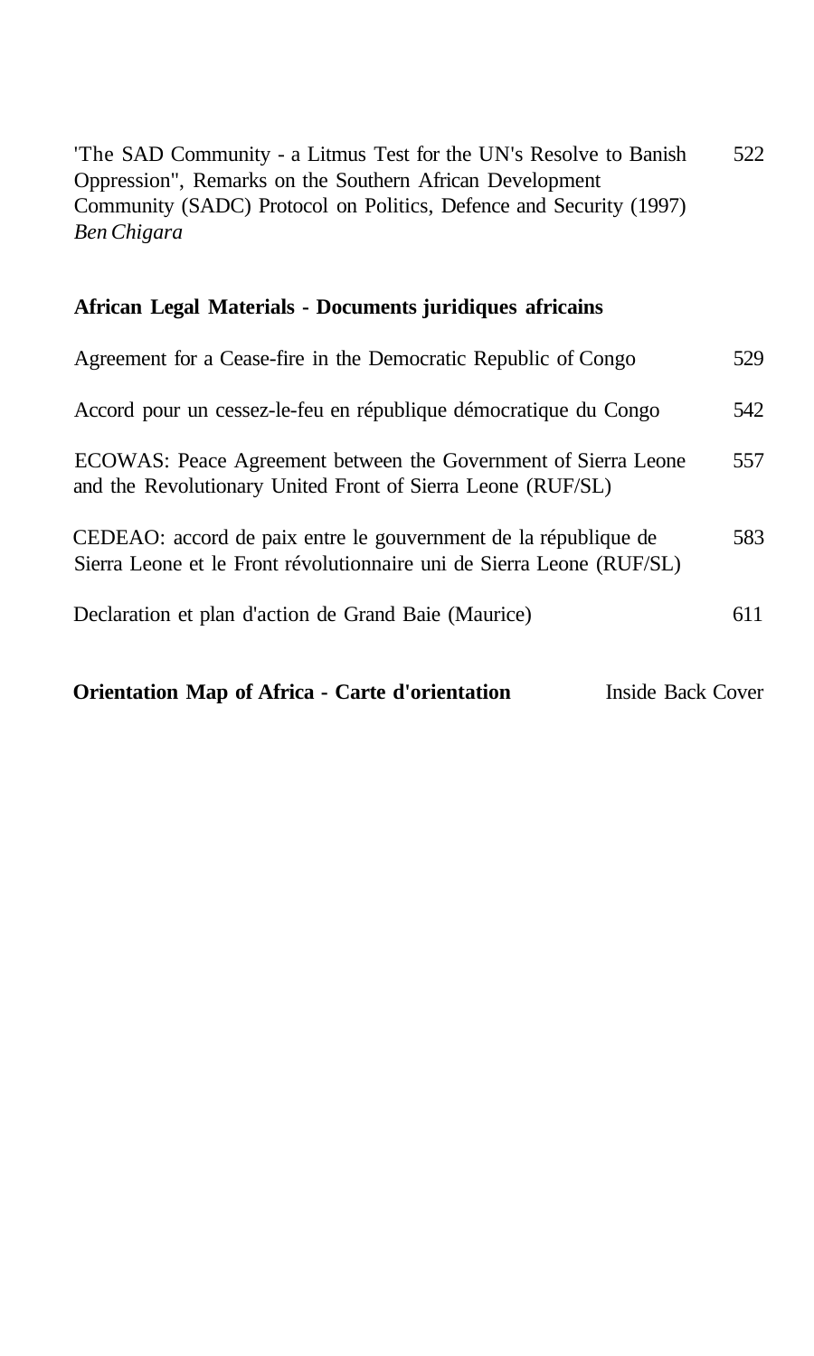'The SAD Community - a Litmus Test for the UN's Resolve to Banish Oppression", Remarks on the Southern African Development Community (SADC) Protocol on Politics, Defence and Security (1997) 522
*Ben Chigara*

**African Legal Materials - Documents juridiques africains**

Agreement for a Cease-fire in the Democratic Republic of Congo 529

Accord pour un cessez-le-feu en république démocratique du Congo 542

ECOWAS: Peace Agreement between the Government of Sierra Leone and the Revolutionary United Front of Sierra Leone (RUF/SL) 557

CEDEAO: accord de paix entre le gouvernment de la république de Sierra Leone et le Front révolutionnaire uni de Sierra Leone (RUF/SL) 583

Declaration et plan d'action de Grand Baie (Maurice) 611

**Orientation Map of Africa - Carte d'orientation** Inside Back Cover